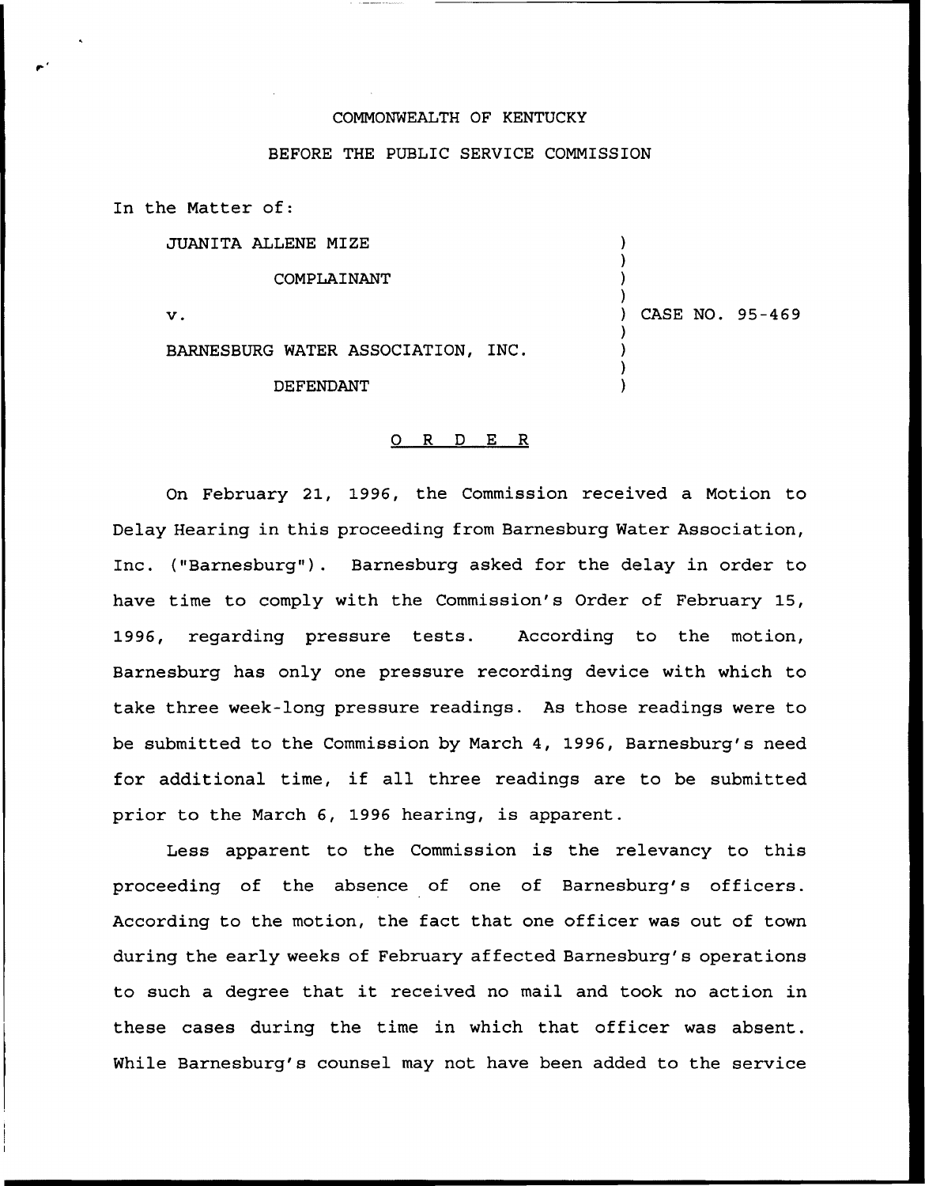COMMONWEALTH OF KENTUCKY

BEFORE THE PUBLIC SERVICE COMMISSION

In the Matter of:

JUANITA ALLENE MIZE

COMPLAINANT

v.

BARNESBURG WATER ASSOCIATION, INC.

DEFENDANT

) CASE NO. 95-469

# O R D E R

On February 21, 1996, the Commission received a Motion to Delay Hearing in this proceeding from Barnesburg Water Association, Inc. ("Barnesburg"). Barnesburg asked for the delay in order to have time to comply with the Commission's Order of February 15, 1996, regarding pressure tests. According to the motion, Barnesburg has only one pressure recording device with which to take three week-long pressure readings. As those readings were to be submitted to the Commission by March 4, 1996, Barnesburg's need for additional time, if all three readings are to be submitted prior to the March 6, 1996 hearing, is apparent.

Less apparent to the Commission is the relevancy to this proceeding of the absence of one of Barnesburg's officers. According to the motion, the fact that one officer was out of town during the early weeks of February affected Barnesburg's operations to such a degree that it received no mail and took no action in these cases during the time in which that officer was absent. While Barnesburg's counsel may not have been added to the service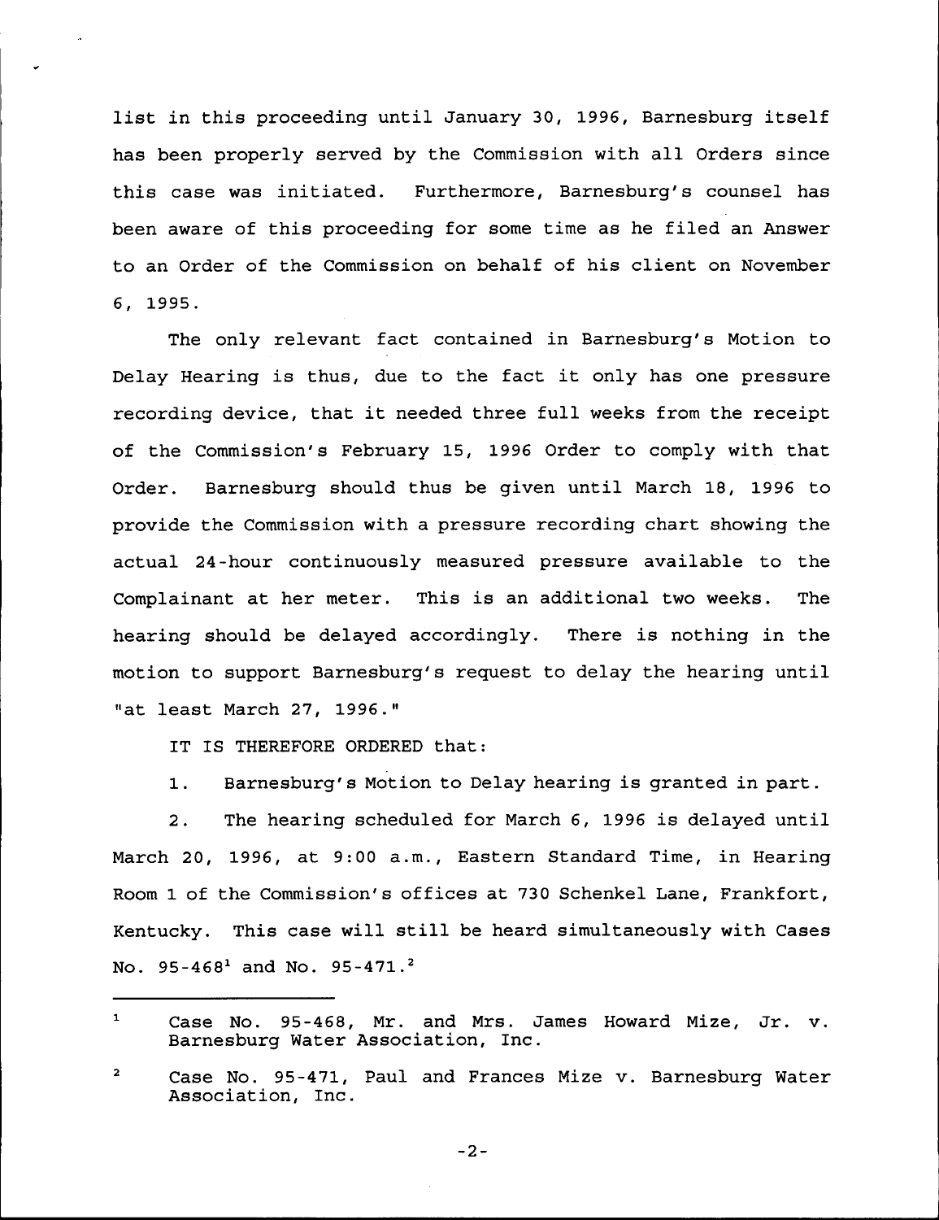list in this proceeding until January 30, 1996, Barnesburg itself has been properly served by the Commission with all Orders since this case was initiated. Furthermore, Barnesburg's counsel has been aware of this proceeding for some time as he filed an Answer to an Order of the Commission on behalf of his client on November 6, 1995.

The only relevant fact contained in Barnesburg's Motion to Delay Hearing is thus, due to the fact it only has one pressure recording device, that it needed three full weeks from the receipt of the Commission's February 15, 1996 Order to comply with that Order. Barnesburg should thus be given until March 18, 1996 to provide the Commission with a pressure recording chart showing the actual 24-hour continuously measured pressure available to the Complainant at her meter. This is an additional two weeks. The hearing should be delayed accordingly. There is nothing in the motion to support Barnesburg's request to delay the hearing until "at least March 27, 1996."

IT IS THEREFORE ORDERED that:

1. Barnesburg's Motion to Delay hearing is granted in part.

2. The hearing scheduled for March 6, 1996 is delayed until March 20, 1996, at 9:00 a.m., Eastern Standard Time, in Hearing Room 1 of the Commission's offices at 730 Schenkel Lane, Frankfort, Kentucky. This case will still be heard simultaneously with Cases No. 95-468[1] and No. 95-471.[2]

---

[1] Case No. 95-468, Mr. and Mrs. James Howard Mize, Jr. v. Barnesburg Water Association, Inc.

[2] Case No. 95-471, Paul and Frances Mize v. Barnesburg Water Association, Inc.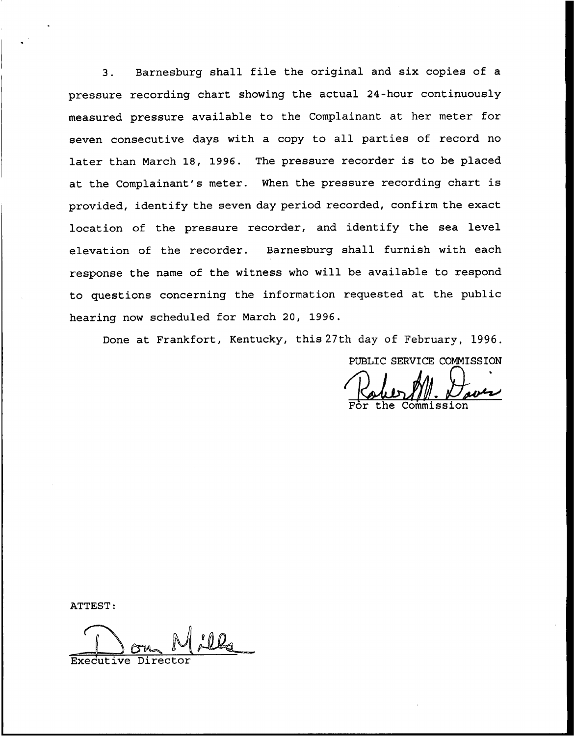3. Barnesburg shall file the original and six copies of a pressure recording chart showing the actual 24-hour continuously measured pressure available to the Complainant at her meter for seven consecutive days with a copy to all parties of record no later than March 18, 1996. The pressure recorder is to be placed at the Complainant's meter. When the pressure recording chart is provided, identify the seven day period recorded, confirm the exact location of the pressure recorder, and identify the sea level elevation of the recorder. Barnesburg shall furnish with each response the name of the witness who will be available to respond to questions concerning the information requested at the public hearing now scheduled for March 20, 1996.

Done at Frankfort, Kentucky, this 27th day of February, 1996.

PUBLIC SERVICE COMMISSION

For the Commission

ATTEST:

Executive Director